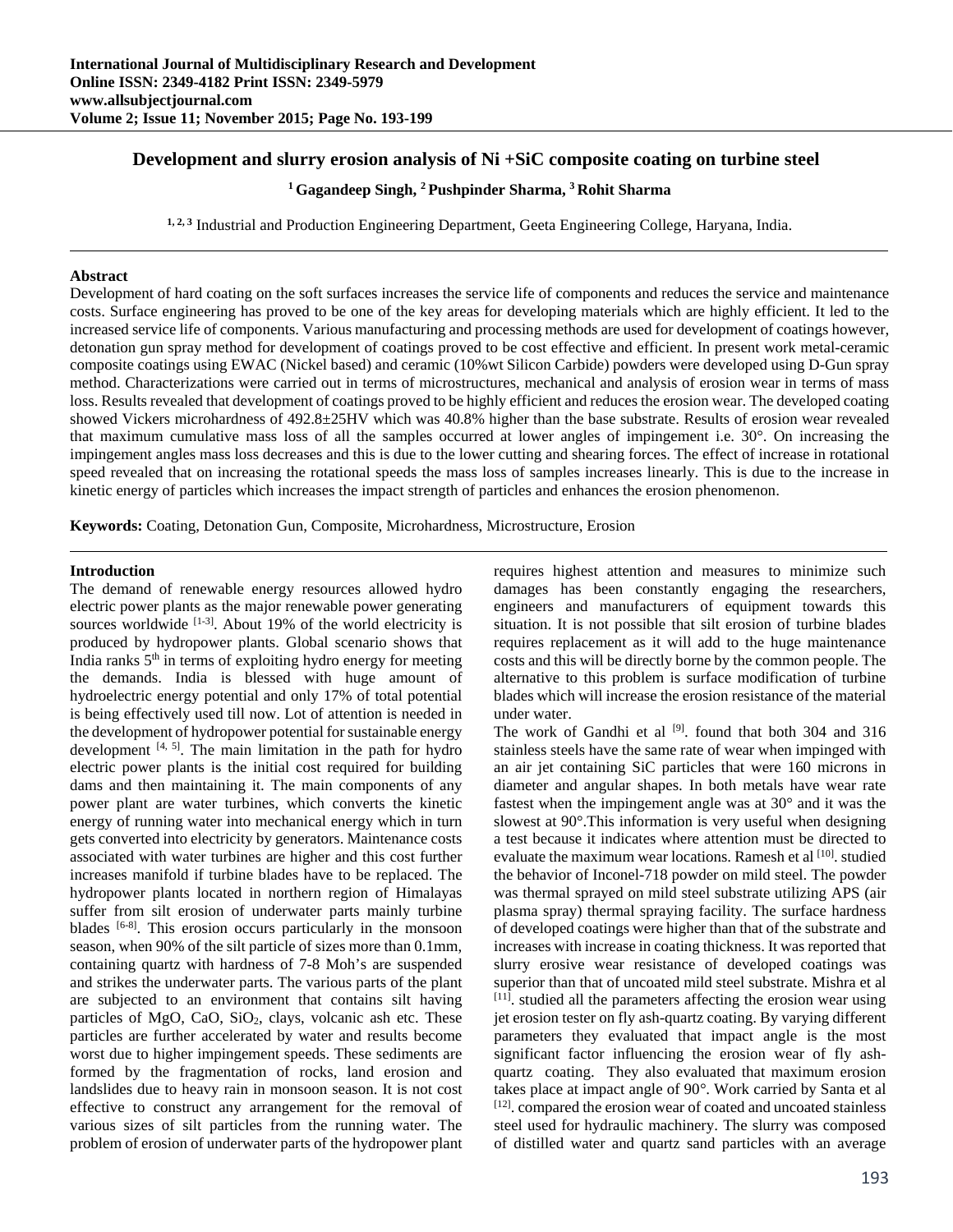# Development and slurry erosion analysis of Ni +SiC composite coating on turbine steel

**[1] Gagandeep Singh, [2] Pushpinder Sharma, [3] Rohit Sharma**

[1, 2, 3] Industrial and Production Engineering Department, Geeta Engineering College, Haryana, India.

## Abstract

Development of hard coating on the soft surfaces increases the service life of components and reduces the service and maintenance costs. Surface engineering has proved to be one of the key areas for developing materials which are highly efficient. It led to the increased service life of components. Various manufacturing and processing methods are used for development of coatings however, detonation gun spray method for development of coatings proved to be cost effective and efficient. In present work metal-ceramic composite coatings using EWAC (Nickel based) and ceramic (10%wt Silicon Carbide) powders were developed using D-Gun spray method. Characterizations were carried out in terms of microstructures, mechanical and analysis of erosion wear in terms of mass loss. Results revealed that development of coatings proved to be highly efficient and reduces the erosion wear. The developed coating showed Vickers microhardness of 492.8±25HV which was 40.8% higher than the base substrate. Results of erosion wear revealed that maximum cumulative mass loss of all the samples occurred at lower angles of impingement i.e. 30°. On increasing the impingement angles mass loss decreases and this is due to the lower cutting and shearing forces. The effect of increase in rotational speed revealed that on increasing the rotational speeds the mass loss of samples increases linearly. This is due to the increase in kinetic energy of particles which increases the impact strength of particles and enhances the erosion phenomenon.

**Keywords:** Coating, Detonation Gun, Composite, Microhardness, Microstructure, Erosion

## Introduction

The demand of renewable energy resources allowed hydro electric power plants as the major renewable power generating sources worldwide [1-3]. About 19% of the world electricity is produced by hydropower plants. Global scenario shows that India ranks 5th in terms of exploiting hydro energy for meeting the demands. India is blessed with huge amount of hydroelectric energy potential and only 17% of total potential is being effectively used till now. Lot of attention is needed in the development of hydropower potential for sustainable energy development [4, 5]. The main limitation in the path for hydro electric power plants is the initial cost required for building dams and then maintaining it. The main components of any power plant are water turbines, which converts the kinetic energy of running water into mechanical energy which in turn gets converted into electricity by generators. Maintenance costs associated with water turbines are higher and this cost further increases manifold if turbine blades have to be replaced. The hydropower plants located in northern region of Himalayas suffer from silt erosion of underwater parts mainly turbine blades [6-8]. This erosion occurs particularly in the monsoon season, when 90% of the silt particle of sizes more than 0.1mm, containing quartz with hardness of 7-8 Moh's are suspended and strikes the underwater parts. The various parts of the plant are subjected to an environment that contains silt having particles of MgO, CaO, $SiO_2$, clays, volcanic ash etc. These particles are further accelerated by water and results become worst due to higher impingement speeds. These sediments are formed by the fragmentation of rocks, land erosion and landslides due to heavy rain in monsoon season. It is not cost effective to construct any arrangement for the removal of various sizes of silt particles from the running water. The problem of erosion of underwater parts of the hydropower plant requires highest attention and measures to minimize such damages has been constantly engaging the researchers, engineers and manufacturers of equipment towards this situation. It is not possible that silt erosion of turbine blades requires replacement as it will add to the huge maintenance costs and this will be directly borne by the common people. The alternative to this problem is surface modification of turbine blades which will increase the erosion resistance of the material under water.

The work of Gandhi et al [9]. found that both 304 and 316 stainless steels have the same rate of wear when impinged with an air jet containing SiC particles that were 160 microns in diameter and angular shapes. In both metals have wear rate fastest when the impingement angle was at 30° and it was the slowest at 90°.This information is very useful when designing a test because it indicates where attention must be directed to evaluate the maximum wear locations. Ramesh et al [10]. studied the behavior of Inconel-718 powder on mild steel. The powder was thermal sprayed on mild steel substrate utilizing APS (air plasma spray) thermal spraying facility. The surface hardness of developed coatings were higher than that of the substrate and increases with increase in coating thickness. It was reported that slurry erosive wear resistance of developed coatings was superior than that of uncoated mild steel substrate. Mishra et al [11]. studied all the parameters affecting the erosion wear using jet erosion tester on fly ash-quartz coating. By varying different parameters they evaluated that impact angle is the most significant factor influencing the erosion wear of fly ash-quartz coating. They also evaluated that maximum erosion takes place at impact angle of 90°. Work carried by Santa et al [12]. compared the erosion wear of coated and uncoated stainless steel used for hydraulic machinery. The slurry was composed of distilled water and quartz sand particles with an average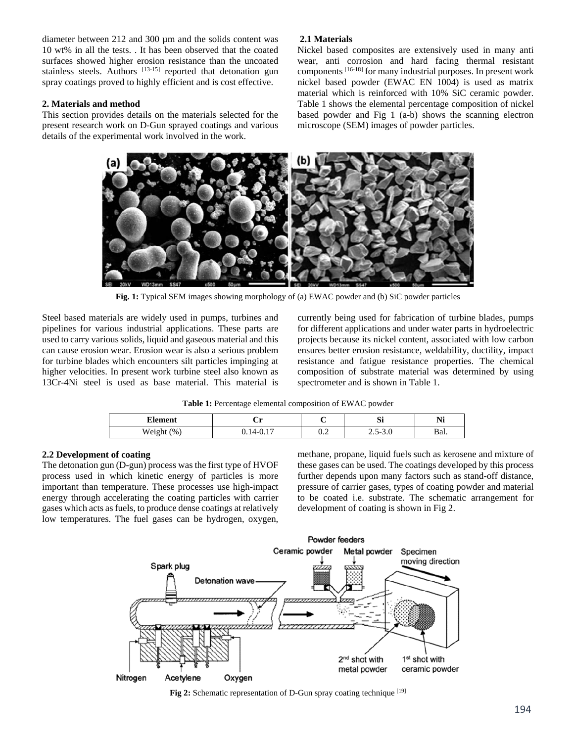diameter between 212 and 300 µm and the solids content was 10 wt% in all the tests. . It has been observed that the coated surfaces showed higher erosion resistance than the uncoated stainless steels. Authors [13-15] reported that detonation gun spray coatings proved to highly efficient and is cost effective.

## 2. Materials and method

This section provides details on the materials selected for the present research work on D-Gun sprayed coatings and various details of the experimental work involved in the work.

### 2.1 Materials

Nickel based composites are extensively used in many anti wear, anti corrosion and hard facing thermal resistant components [16-18] for many industrial purposes. In present work nickel based powder (EWAC EN 1004) is used as matrix material which is reinforced with 10% SiC ceramic powder. Table 1 shows the elemental percentage composition of nickel based powder and Fig 1 (a-b) shows the scanning electron microscope (SEM) images of powder particles.

**Fig. 1:** Typical SEM images showing morphology of (a) EWAC powder and (b) SiC powder particles

Steel based materials are widely used in pumps, turbines and pipelines for various industrial applications. These parts are used to carry various solids, liquid and gaseous material and this can cause erosion wear. Erosion wear is also a serious problem for turbine blades which encounters silt particles impinging at higher velocities. In present work turbine steel also known as 13Cr-4Ni steel is used as base material. This material is currently being used for fabrication of turbine blades, pumps for different applications and under water parts in hydroelectric projects because its nickel content, associated with low carbon ensures better erosion resistance, weldability, ductility, impact resistance and fatigue resistance properties. The chemical composition of substrate material was determined by using spectrometer and is shown in Table 1.

**Table 1:** Percentage elemental composition of EWAC powder

| Element | Cr | C | Si | Ni |
|---|---|---|---|---|
| Weight (%) | 0.14-0.17 | 0.2 | 2.5-3.0 | Bal. |

### 2.2 Development of coating

The detonation gun (D-gun) process was the first type of HVOF process used in which kinetic energy of particles is more important than temperature. These processes use high-impact energy through accelerating the coating particles with carrier gases which acts as fuels, to produce dense coatings at relatively low temperatures. The fuel gases can be hydrogen, oxygen, methane, propane, liquid fuels such as kerosene and mixture of these gases can be used. The coatings developed by this process further depends upon many factors such as stand-off distance, pressure of carrier gases, types of coating powder and material to be coated i.e. substrate. The schematic arrangement for development of coating is shown in Fig 2.

**Fig 2:** Schematic representation of D-Gun spray coating technique [19]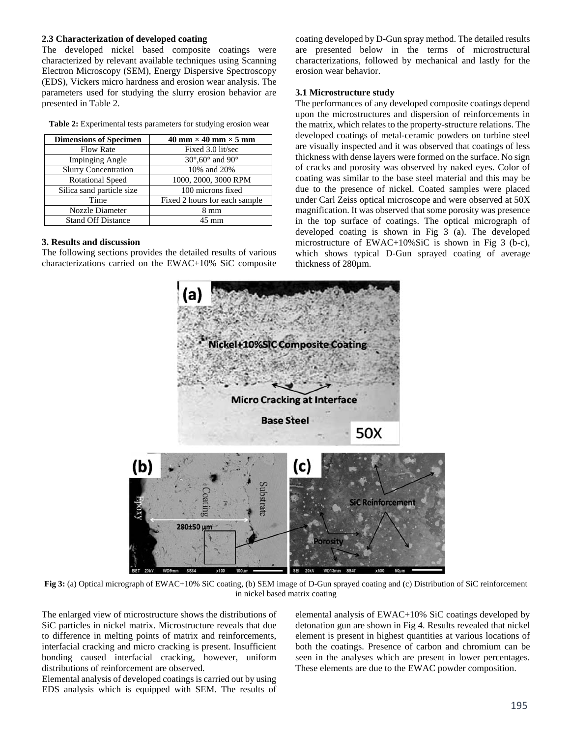### 2.3 Characterization of developed coating

The developed nickel based composite coatings were characterized by relevant available techniques using Scanning Electron Microscopy (SEM), Energy Dispersive Spectroscopy (EDS), Vickers micro hardness and erosion wear analysis. The parameters used for studying the slurry erosion behavior are presented in Table 2.

**Table 2:** Experimental tests parameters for studying erosion wear

| Dimensions of Specimen | 40 mm × 40 mm × 5 mm |
|---|---|
| Flow Rate | Fixed 3.0 lit/sec |
| Impinging Angle | 30°,60° and 90° |
| Slurry Concentration | 10% and 20% |
| Rotational Speed | 1000, 2000, 3000 RPM |
| Silica sand particle size | 100 microns fixed |
| Time | Fixed 2 hours for each sample |
| Nozzle Diameter | 8 mm |
| Stand Off Distance | 45 mm |

## 3. Results and discussion

The following sections provides the detailed results of various characterizations carried on the EWAC+10% SiC composite coating developed by D-Gun spray method. The detailed results are presented below in the terms of microstructural characterizations, followed by mechanical and lastly for the erosion wear behavior.

### 3.1 Microstructure study

The performances of any developed composite coatings depend upon the microstructures and dispersion of reinforcements in the matrix, which relates to the property-structure relations. The developed coatings of metal-ceramic powders on turbine steel are visually inspected and it was observed that coatings of less thickness with dense layers were formed on the surface. No sign of cracks and porosity was observed by naked eyes. Color of coating was similar to the base steel material and this may be due to the presence of nickel. Coated samples were placed under Carl Zeiss optical microscope and were observed at 50X magnification. It was observed that some porosity was presence in the top surface of coatings. The optical micrograph of developed coating is shown in Fig 3 (a). The developed microstructure of EWAC+10%SiC is shown in Fig 3 (b-c), which shows typical D-Gun sprayed coating of average thickness of 280µm.

**Fig 3:** (a) Optical micrograph of EWAC+10% SiC coating, (b) SEM image of D-Gun sprayed coating and (c) Distribution of SiC reinforcement in nickel based matrix coating

The enlarged view of microstructure shows the distributions of SiC particles in nickel matrix. Microstructure reveals that due to difference in melting points of matrix and reinforcements, interfacial cracking and micro cracking is present. Insufficient bonding caused interfacial cracking, however, uniform distributions of reinforcement are observed.

Elemental analysis of developed coatings is carried out by using EDS analysis which is equipped with SEM. The results of elemental analysis of EWAC+10% SiC coatings developed by detonation gun are shown in Fig 4. Results revealed that nickel element is present in highest quantities at various locations of both the coatings. Presence of carbon and chromium can be seen in the analyses which are present in lower percentages. These elements are due to the EWAC powder composition.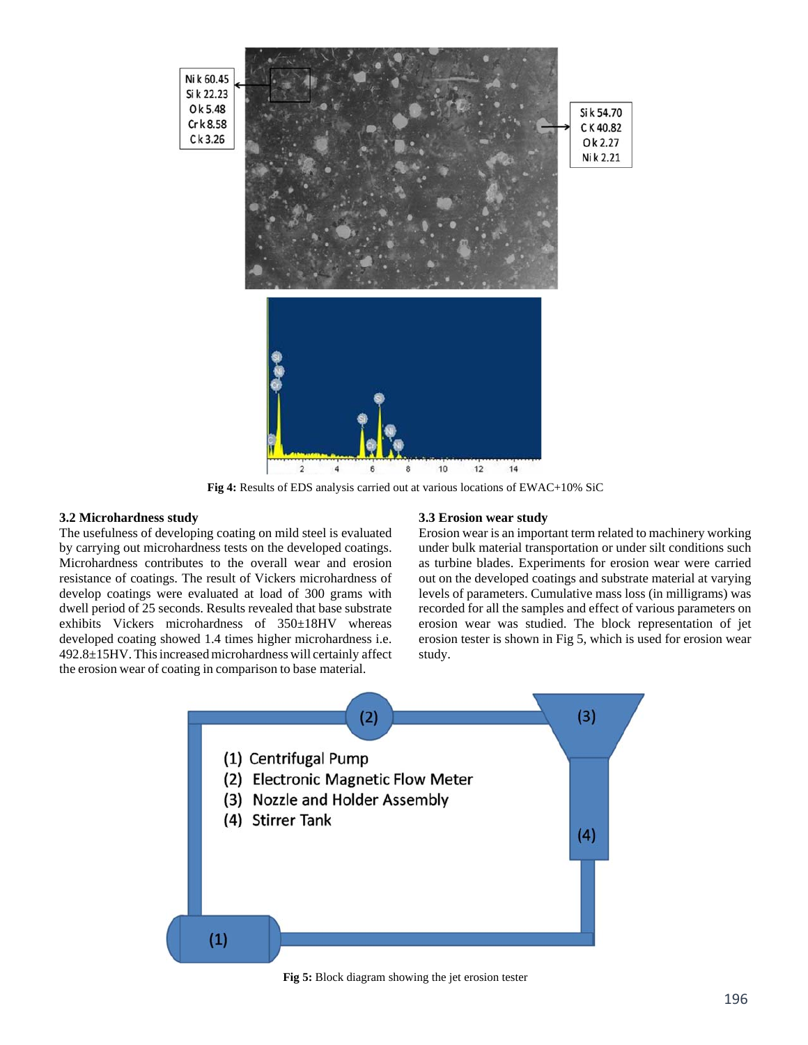Fig 4: Results of EDS analysis carried out at various locations of EWAC+10% SiC

### 3.2 Microhardness study

The usefulness of developing coating on mild steel is evaluated by carrying out microhardness tests on the developed coatings. Microhardness contributes to the overall wear and erosion resistance of coatings. The result of Vickers microhardness of develop coatings were evaluated at load of 300 grams with dwell period of 25 seconds. Results revealed that base substrate exhibits Vickers microhardness of 350±18HV whereas developed coating showed 1.4 times higher microhardness i.e. 492.8±15HV. This increased microhardness will certainly affect the erosion wear of coating in comparison to base material.

### 3.3 Erosion wear study

Erosion wear is an important term related to machinery working under bulk material transportation or under silt conditions such as turbine blades. Experiments for erosion wear were carried out on the developed coatings and substrate material at varying levels of parameters. Cumulative mass loss (in milligrams) was recorded for all the samples and effect of various parameters on erosion wear was studied. The block representation of jet erosion tester is shown in Fig 5, which is used for erosion wear study.

Fig 5: Block diagram showing the jet erosion tester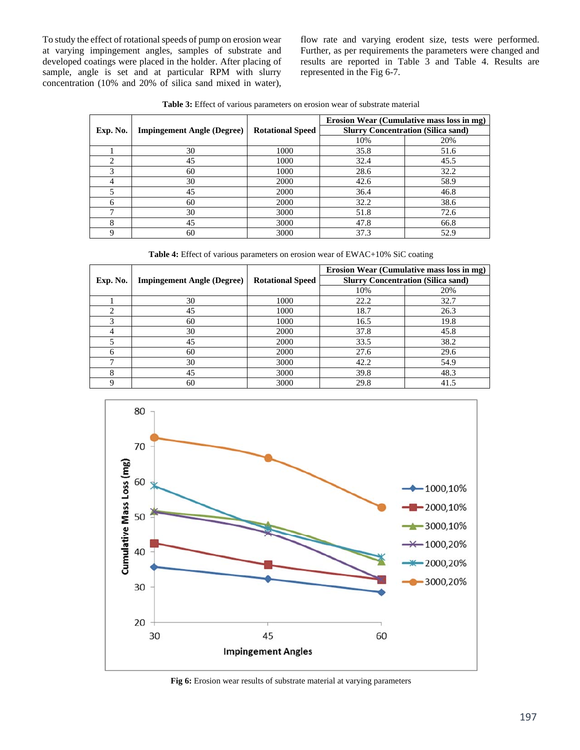To study the effect of rotational speeds of pump on erosion wear at varying impingement angles, samples of substrate and developed coatings were placed in the holder. After placing of sample, angle is set and at particular RPM with slurry concentration (10% and 20% of silica sand mixed in water), flow rate and varying erodent size, tests were performed. Further, as per requirements the parameters were changed and results are reported in Table 3 and Table 4. Results are represented in the Fig 6-7.

**Table 3:** Effect of various parameters on erosion wear of substrate material

| Exp. No. | Impingement Angle (Degree) | Rotational Speed | Erosion Wear (Cumulative mass loss in mg) Slurry Concentration (Silica sand) | |
|---|---|---|---|---|
| | | | 10% | 20% |
| 1 | 30 | 1000 | 35.8 | 51.6 |
| 2 | 45 | 1000 | 32.4 | 45.5 |
| 3 | 60 | 1000 | 28.6 | 32.2 |
| 4 | 30 | 2000 | 42.6 | 58.9 |
| 5 | 45 | 2000 | 36.4 | 46.8 |
| 6 | 60 | 2000 | 32.2 | 38.6 |
| 7 | 30 | 3000 | 51.8 | 72.6 |
| 8 | 45 | 3000 | 47.8 | 66.8 |
| 9 | 60 | 3000 | 37.3 | 52.9 |

**Table 4:** Effect of various parameters on erosion wear of EWAC+10% SiC coating

| Exp. No. | Impingement Angle (Degree) | Rotational Speed | Erosion Wear (Cumulative mass loss in mg) Slurry Concentration (Silica sand) | |
|---|---|---|---|---|
| | | | 10% | 20% |
| 1 | 30 | 1000 | 22.2 | 32.7 |
| 2 | 45 | 1000 | 18.7 | 26.3 |
| 3 | 60 | 1000 | 16.5 | 19.8 |
| 4 | 30 | 2000 | 37.8 | 45.8 |
| 5 | 45 | 2000 | 33.5 | 38.2 |
| 6 | 60 | 2000 | 27.6 | 29.6 |
| 7 | 30 | 3000 | 42.2 | 54.9 |
| 8 | 45 | 3000 | 39.8 | 48.3 |
| 9 | 60 | 3000 | 29.8 | 41.5 |

**Fig 6:** Erosion wear results of substrate material at varying parameters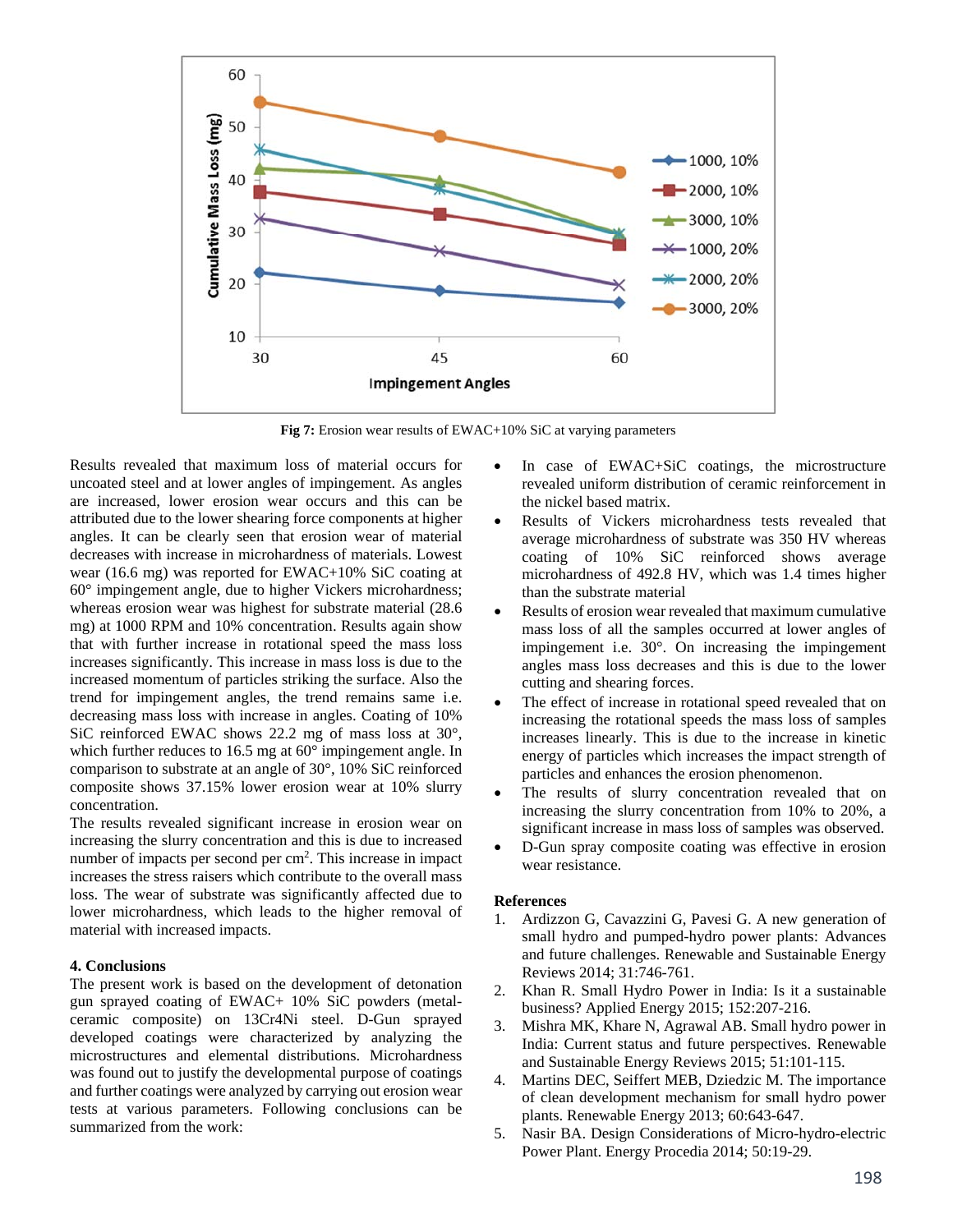Fig 7: Erosion wear results of EWAC+10% SiC at varying parameters

Results revealed that maximum loss of material occurs for uncoated steel and at lower angles of impingement. As angles are increased, lower erosion wear occurs and this can be attributed due to the lower shearing force components at higher angles. It can be clearly seen that erosion wear of material decreases with increase in microhardness of materials. Lowest wear (16.6 mg) was reported for EWAC+10% SiC coating at 60° impingement angle, due to higher Vickers microhardness; whereas erosion wear was highest for substrate material (28.6 mg) at 1000 RPM and 10% concentration. Results again show that with further increase in rotational speed the mass loss increases significantly. This increase in mass loss is due to the increased momentum of particles striking the surface. Also the trend for impingement angles, the trend remains same i.e. decreasing mass loss with increase in angles. Coating of 10% SiC reinforced EWAC shows 22.2 mg of mass loss at 30°, which further reduces to 16.5 mg at 60° impingement angle. In comparison to substrate at an angle of 30°, 10% SiC reinforced composite shows 37.15% lower erosion wear at 10% slurry concentration.

The results revealed significant increase in erosion wear on increasing the slurry concentration and this is due to increased number of impacts per second per $cm^2$. This increase in impact increases the stress raisers which contribute to the overall mass loss. The wear of substrate was significantly affected due to lower microhardness, which leads to the higher removal of material with increased impacts.

## 4. Conclusions

The present work is based on the development of detonation gun sprayed coating of EWAC+ 10% SiC powders (metal-ceramic composite) on 13Cr4Ni steel. D-Gun sprayed developed coatings were characterized by analyzing the microstructures and elemental distributions. Microhardness was found out to justify the developmental purpose of coatings and further coatings were analyzed by carrying out erosion wear tests at various parameters. Following conclusions can be summarized from the work:

- In case of EWAC+SiC coatings, the microstructure revealed uniform distribution of ceramic reinforcement in the nickel based matrix.
- Results of Vickers microhardness tests revealed that average microhardness of substrate was 350 HV whereas coating of 10% SiC reinforced shows average microhardness of 492.8 HV, which was 1.4 times higher than the substrate material
- Results of erosion wear revealed that maximum cumulative mass loss of all the samples occurred at lower angles of impingement i.e. 30°. On increasing the impingement angles mass loss decreases and this is due to the lower cutting and shearing forces.
- The effect of increase in rotational speed revealed that on increasing the rotational speeds the mass loss of samples increases linearly. This is due to the increase in kinetic energy of particles which increases the impact strength of particles and enhances the erosion phenomenon.
- The results of slurry concentration revealed that on increasing the slurry concentration from 10% to 20%, a significant increase in mass loss of samples was observed.
- D-Gun spray composite coating was effective in erosion wear resistance.

## References

1. Ardizzon G, Cavazzini G, Pavesi G. A new generation of small hydro and pumped-hydro power plants: Advances and future challenges. Renewable and Sustainable Energy Reviews 2014; 31:746-761.
2. Khan R. Small Hydro Power in India: Is it a sustainable business? Applied Energy 2015; 152:207-216.
3. Mishra MK, Khare N, Agrawal AB. Small hydro power in India: Current status and future perspectives. Renewable and Sustainable Energy Reviews 2015; 51:101-115.
4. Martins DEC, Seiffert MEB, Dziedzic M. The importance of clean development mechanism for small hydro power plants. Renewable Energy 2013; 60:643-647.
5. Nasir BA. Design Considerations of Micro-hydro-electric Power Plant. Energy Procedia 2014; 50:19-29.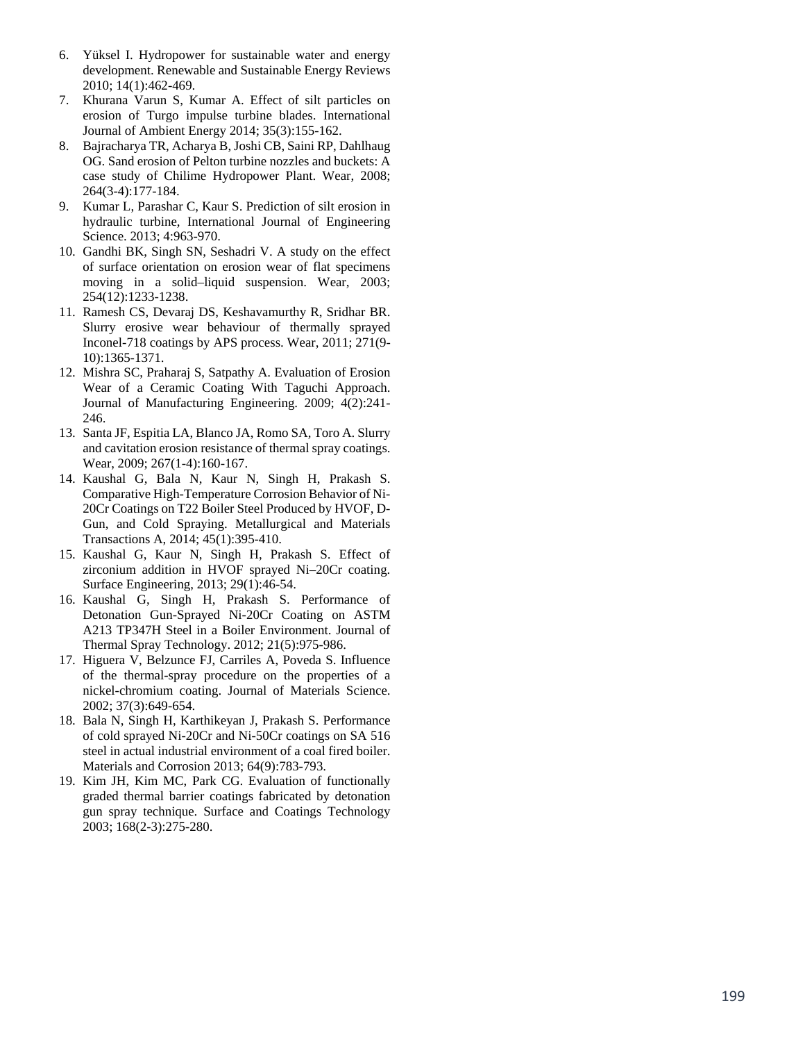6. Yüksel I. Hydropower for sustainable water and energy development. Renewable and Sustainable Energy Reviews 2010; 14(1):462-469.
7. Khurana Varun S, Kumar A. Effect of silt particles on erosion of Turgo impulse turbine blades. International Journal of Ambient Energy 2014; 35(3):155-162.
8. Bajracharya TR, Acharya B, Joshi CB, Saini RP, Dahlhaug OG. Sand erosion of Pelton turbine nozzles and buckets: A case study of Chilime Hydropower Plant. Wear, 2008; 264(3-4):177-184.
9. Kumar L, Parashar C, Kaur S. Prediction of silt erosion in hydraulic turbine, International Journal of Engineering Science. 2013; 4:963-970.
10. Gandhi BK, Singh SN, Seshadri V. A study on the effect of surface orientation on erosion wear of flat specimens moving in a solid–liquid suspension. Wear, 2003; 254(12):1233-1238.
11. Ramesh CS, Devaraj DS, Keshavamurthy R, Sridhar BR. Slurry erosive wear behaviour of thermally sprayed Inconel-718 coatings by APS process. Wear, 2011; 271(9-10):1365-1371.
12. Mishra SC, Praharaj S, Satpathy A. Evaluation of Erosion Wear of a Ceramic Coating With Taguchi Approach. Journal of Manufacturing Engineering. 2009; 4(2):241-246.
13. Santa JF, Espitia LA, Blanco JA, Romo SA, Toro A. Slurry and cavitation erosion resistance of thermal spray coatings. Wear, 2009; 267(1-4):160-167.
14. Kaushal G, Bala N, Kaur N, Singh H, Prakash S. Comparative High-Temperature Corrosion Behavior of Ni-20Cr Coatings on T22 Boiler Steel Produced by HVOF, D-Gun, and Cold Spraying. Metallurgical and Materials Transactions A, 2014; 45(1):395-410.
15. Kaushal G, Kaur N, Singh H, Prakash S. Effect of zirconium addition in HVOF sprayed Ni–20Cr coating. Surface Engineering, 2013; 29(1):46-54.
16. Kaushal G, Singh H, Prakash S. Performance of Detonation Gun-Sprayed Ni-20Cr Coating on ASTM A213 TP347H Steel in a Boiler Environment. Journal of Thermal Spray Technology. 2012; 21(5):975-986.
17. Higuera V, Belzunce FJ, Carriles A, Poveda S. Influence of the thermal-spray procedure on the properties of a nickel-chromium coating. Journal of Materials Science. 2002; 37(3):649-654.
18. Bala N, Singh H, Karthikeyan J, Prakash S. Performance of cold sprayed Ni-20Cr and Ni-50Cr coatings on SA 516 steel in actual industrial environment of a coal fired boiler. Materials and Corrosion 2013; 64(9):783-793.
19. Kim JH, Kim MC, Park CG. Evaluation of functionally graded thermal barrier coatings fabricated by detonation gun spray technique. Surface and Coatings Technology 2003; 168(2-3):275-280.